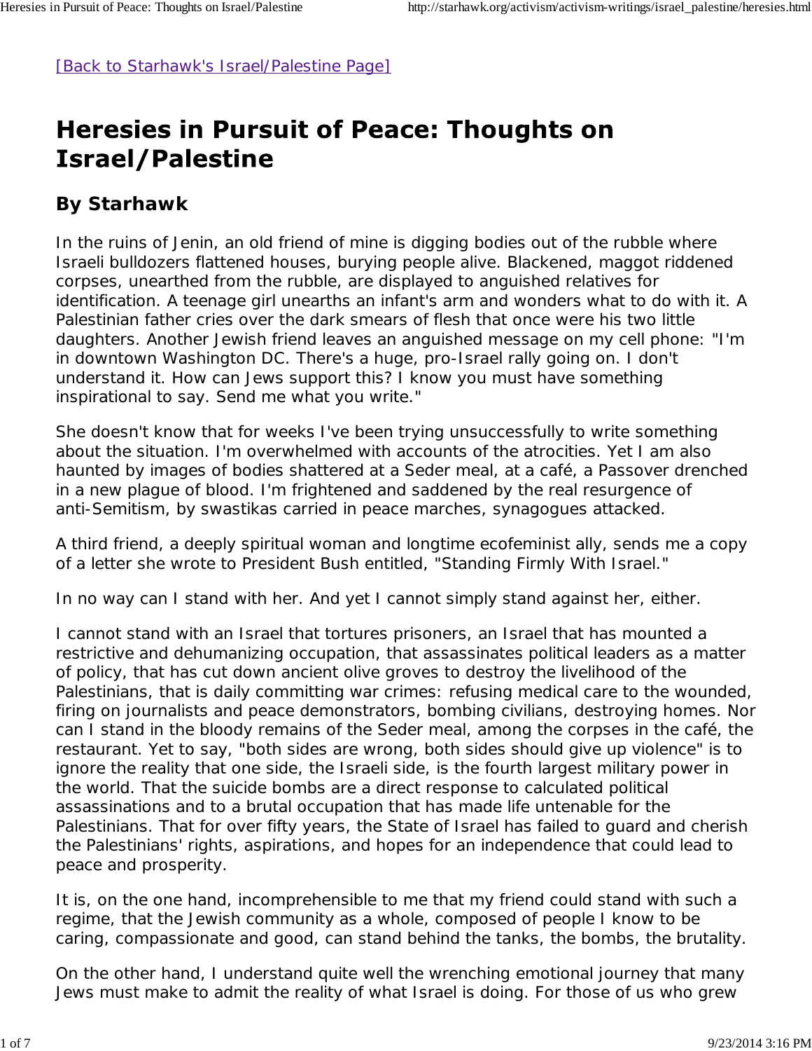[Back to Starhawk's Israel/Palestine Page]

# Heresies in Pursuit of Peace: Thoughts on Israel/Palestine

## By Starhawk

In the ruins of Jenin, an old friend of mine is digging bodies out of the rubble where Israeli bulldozers flattened houses, burying people alive. Blackened, maggot riddened corpses, unearthed from the rubble, are displayed to anguished relatives for identification. A teenage girl unearths an infant's arm and wonders what to do with it. A Palestinian father cries over the dark smears of flesh that once were his two little daughters. Another Jewish friend leaves an anguished message on my cell phone: "I'm in downtown Washington DC. There's a huge, pro-Israel rally going on. I don't understand it. How can Jews support this? I know you must have something inspirational to say. Send me what you write."

She doesn't know that for weeks I've been trying unsuccessfully to write something about the situation. I'm overwhelmed with accounts of the atrocities. Yet I am also haunted by images of bodies shattered at a Seder meal, at a café, a Passover drenched in a new plague of blood. I'm frightened and saddened by the real resurgence of anti-Semitism, by swastikas carried in peace marches, synagogues attacked.

A third friend, a deeply spiritual woman and longtime ecofeminist ally, sends me a copy of a letter she wrote to President Bush entitled, "Standing Firmly With Israel."

In no way can I stand with her. And yet I cannot simply stand against her, either.

I cannot stand with an Israel that tortures prisoners, an Israel that has mounted a restrictive and dehumanizing occupation, that assassinates political leaders as a matter of policy, that has cut down ancient olive groves to destroy the livelihood of the Palestinians, that is daily committing war crimes: refusing medical care to the wounded, firing on journalists and peace demonstrators, bombing civilians, destroying homes. Nor can I stand in the bloody remains of the Seder meal, among the corpses in the café, the restaurant. Yet to say, "both sides are wrong, both sides should give up violence" is to ignore the reality that one side, the Israeli side, is the fourth largest military power in the world. That the suicide bombs are a direct response to calculated political assassinations and to a brutal occupation that has made life untenable for the Palestinians. That for over fifty years, the State of Israel has failed to guard and cherish the Palestinians' rights, aspirations, and hopes for an independence that could lead to peace and prosperity.

It is, on the one hand, incomprehensible to me that my friend could stand with such a regime, that the Jewish community as a whole, composed of people I know to be caring, compassionate and good, can stand behind the tanks, the bombs, the brutality.

On the other hand, I understand quite well the wrenching emotional journey that many Jews must make to admit the reality of what Israel is doing. For those of us who grew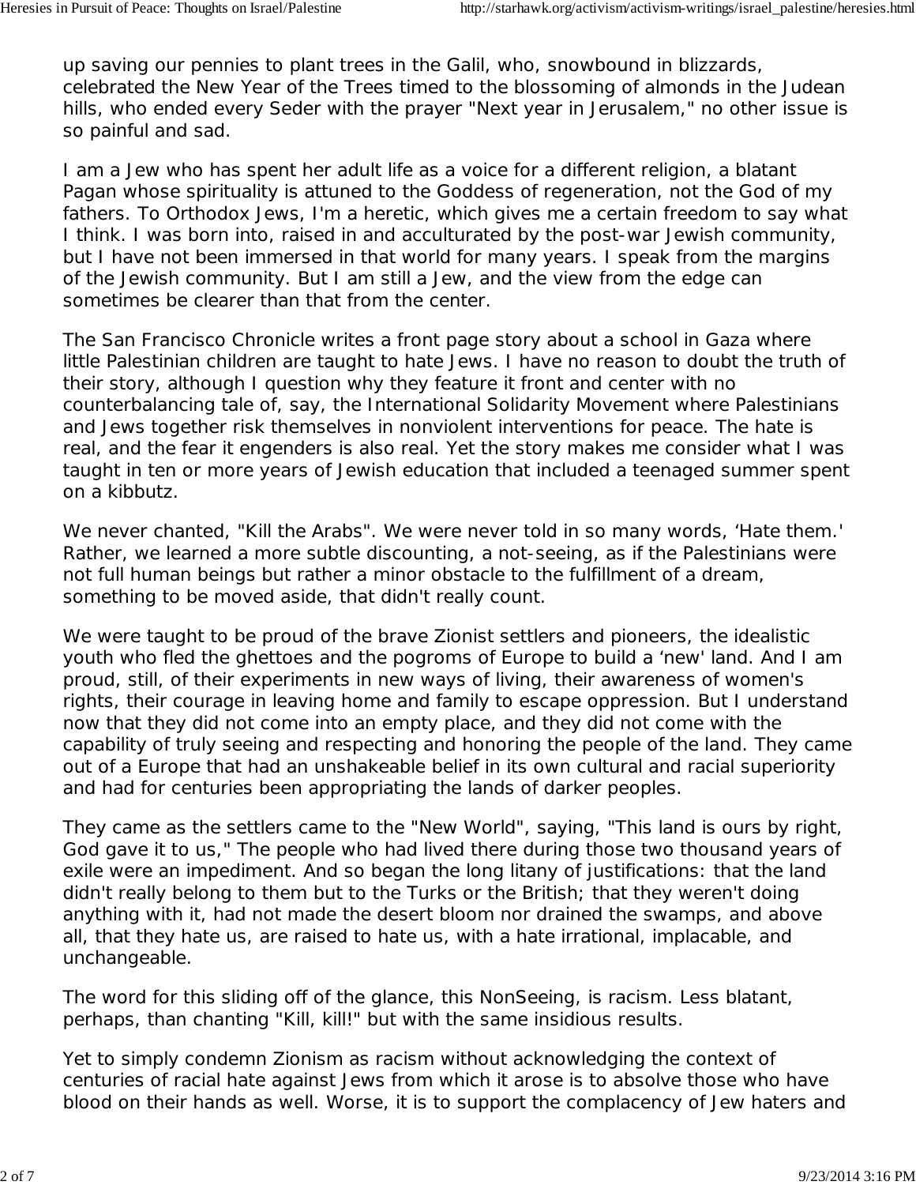up saving our pennies to plant trees in the Galil, who, snowbound in blizzards, celebrated the New Year of the Trees timed to the blossoming of almonds in the Judean hills, who ended every Seder with the prayer "Next year in Jerusalem," no other issue is so painful and sad.

I am a Jew who has spent her adult life as a voice for a different religion, a blatant Pagan whose spirituality is attuned to the Goddess of regeneration, not the God of my fathers. To Orthodox Jews, I'm a heretic, which gives me a certain freedom to say what I think. I was born into, raised in and acculturated by the post-war Jewish community, but I have not been immersed in that world for many years. I speak from the margins of the Jewish community. But I am still a Jew, and the view from the edge can sometimes be clearer than that from the center.

The San Francisco Chronicle writes a front page story about a school in Gaza where little Palestinian children are taught to hate Jews. I have no reason to doubt the truth of their story, although I question why they feature it front and center with no counterbalancing tale of, say, the International Solidarity Movement where Palestinians and Jews together risk themselves in nonviolent interventions for peace. The hate is real, and the fear it engenders is also real. Yet the story makes me consider what I was taught in ten or more years of Jewish education that included a teenaged summer spent on a kibbutz.

We never chanted, "Kill the Arabs". We were never told in so many words, 'Hate them.' Rather, we learned a more subtle discounting, a not-seeing, as if the Palestinians were not full human beings but rather a minor obstacle to the fulfillment of a dream, something to be moved aside, that didn't really count.

We were taught to be proud of the brave Zionist settlers and pioneers, the idealistic youth who fled the ghettoes and the pogroms of Europe to build a 'new' land. And I am proud, still, of their experiments in new ways of living, their awareness of women's rights, their courage in leaving home and family to escape oppression. But I understand now that they did not come into an empty place, and they did not come with the capability of truly seeing and respecting and honoring the people of the land. They came out of a Europe that had an unshakeable belief in its own cultural and racial superiority and had for centuries been appropriating the lands of darker peoples.

They came as the settlers came to the "New World", saying, "This land is ours by right, God gave it to us," The people who had lived there during those two thousand years of exile were an impediment. And so began the long litany of justifications: that the land didn't really belong to them but to the Turks or the British; that they weren't doing anything with it, had not made the desert bloom nor drained the swamps, and above all, that they hate us, are raised to hate us, with a hate irrational, implacable, and unchangeable.

The word for this sliding off of the glance, this NonSeeing, is racism. Less blatant, perhaps, than chanting "Kill, kill!" but with the same insidious results.

Yet to simply condemn Zionism as racism without acknowledging the context of centuries of racial hate against Jews from which it arose is to absolve those who have blood on their hands as well. Worse, it is to support the complacency of Jew haters and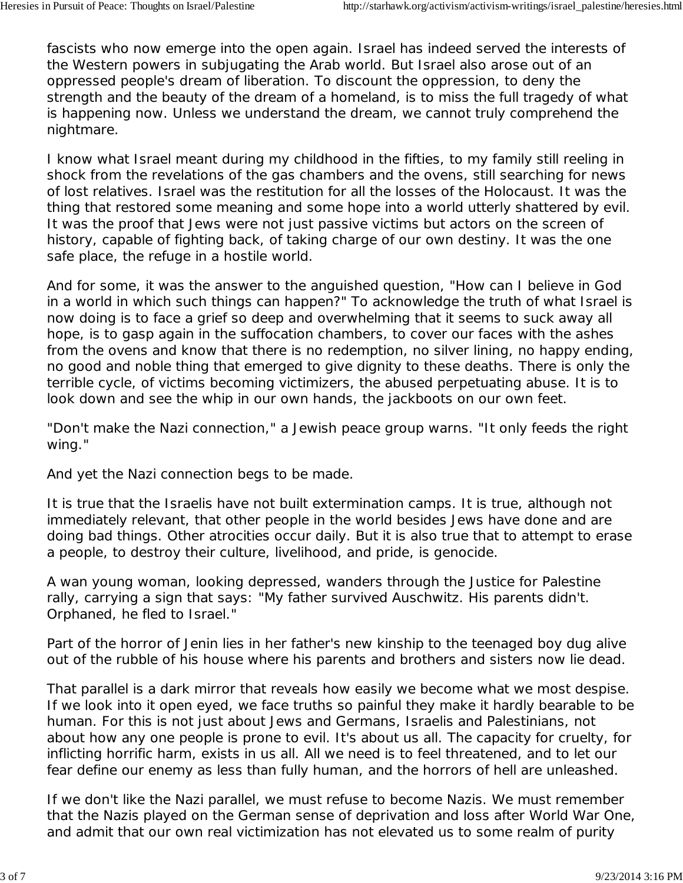fascists who now emerge into the open again. Israel has indeed served the interests of the Western powers in subjugating the Arab world. But Israel also arose out of an oppressed people's dream of liberation. To discount the oppression, to deny the strength and the beauty of the dream of a homeland, is to miss the full tragedy of what is happening now. Unless we understand the dream, we cannot truly comprehend the nightmare.

I know what Israel meant during my childhood in the fifties, to my family still reeling in shock from the revelations of the gas chambers and the ovens, still searching for news of lost relatives. Israel was the restitution for all the losses of the Holocaust. It was the thing that restored some meaning and some hope into a world utterly shattered by evil. It was the proof that Jews were not just passive victims but actors on the screen of history, capable of fighting back, of taking charge of our own destiny. It was the one safe place, the refuge in a hostile world.

And for some, it was the answer to the anguished question, "How can I believe in God in a world in which such things can happen?" To acknowledge the truth of what Israel is now doing is to face a grief so deep and overwhelming that it seems to suck away all hope, is to gasp again in the suffocation chambers, to cover our faces with the ashes from the ovens and know that there is no redemption, no silver lining, no happy ending, no good and noble thing that emerged to give dignity to these deaths. There is only the terrible cycle, of victims becoming victimizers, the abused perpetuating abuse. It is to look down and see the whip in our own hands, the jackboots on our own feet.

"Don't make the Nazi connection," a Jewish peace group warns. "It only feeds the right wing."

And yet the Nazi connection begs to be made.

It is true that the Israelis have not built extermination camps. It is true, although not immediately relevant, that other people in the world besides Jews have done and are doing bad things. Other atrocities occur daily. But it is also true that to attempt to erase a people, to destroy their culture, livelihood, and pride, is genocide.

A wan young woman, looking depressed, wanders through the Justice for Palestine rally, carrying a sign that says: "My father survived Auschwitz. His parents didn't. Orphaned, he fled to Israel."

Part of the horror of Jenin lies in her father's new kinship to the teenaged boy dug alive out of the rubble of his house where his parents and brothers and sisters now lie dead.

That parallel is a dark mirror that reveals how easily we become what we most despise. If we look into it open eyed, we face truths so painful they make it hardly bearable to be human. For this is not just about Jews and Germans, Israelis and Palestinians, not about how any one people is prone to evil. It's about us all. The capacity for cruelty, for inflicting horrific harm, exists in us all. All we need is to feel threatened, and to let our fear define our enemy as less than fully human, and the horrors of hell are unleashed.

If we don't like the Nazi parallel, we must refuse to become Nazis. We must remember that the Nazis played on the German sense of deprivation and loss after World War One, and admit that our own real victimization has not elevated us to some realm of purity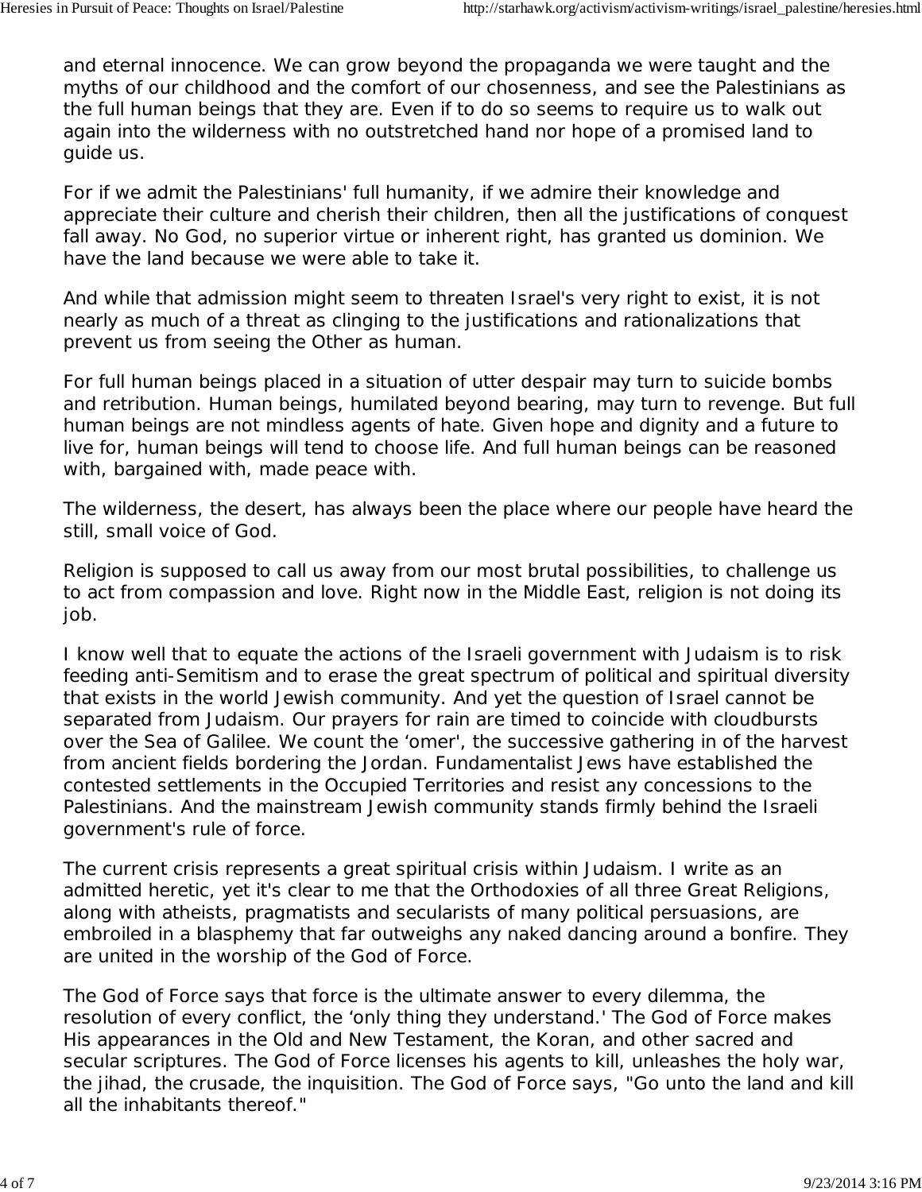and eternal innocence. We can grow beyond the propaganda we were taught and the myths of our childhood and the comfort of our chosenness, and see the Palestinians as the full human beings that they are. Even if to do so seems to require us to walk out again into the wilderness with no outstretched hand nor hope of a promised land to guide us.

For if we admit the Palestinians' full humanity, if we admire their knowledge and appreciate their culture and cherish their children, then all the justifications of conquest fall away. No God, no superior virtue or inherent right, has granted us dominion. We have the land because we were able to take it.

And while that admission might seem to threaten Israel's very right to exist, it is not nearly as much of a threat as clinging to the justifications and rationalizations that prevent us from seeing the Other as human.

For full human beings placed in a situation of utter despair may turn to suicide bombs and retribution. Human beings, humilated beyond bearing, may turn to revenge. But full human beings are not mindless agents of hate. Given hope and dignity and a future to live for, human beings will tend to choose life. And full human beings can be reasoned with, bargained with, made peace with.

The wilderness, the desert, has always been the place where our people have heard the still, small voice of God.

Religion is supposed to call us away from our most brutal possibilities, to challenge us to act from compassion and love. Right now in the Middle East, religion is not doing its job.

I know well that to equate the actions of the Israeli government with Judaism is to risk feeding anti-Semitism and to erase the great spectrum of political and spiritual diversity that exists in the world Jewish community. And yet the question of Israel cannot be separated from Judaism. Our prayers for rain are timed to coincide with cloudbursts over the Sea of Galilee. We count the 'omer', the successive gathering in of the harvest from ancient fields bordering the Jordan. Fundamentalist Jews have established the contested settlements in the Occupied Territories and resist any concessions to the Palestinians. And the mainstream Jewish community stands firmly behind the Israeli government's rule of force.

The current crisis represents a great spiritual crisis within Judaism. I write as an admitted heretic, yet it's clear to me that the Orthodoxies of all three Great Religions, along with atheists, pragmatists and secularists of many political persuasions, are embroiled in a blasphemy that far outweighs any naked dancing around a bonfire. They are united in the worship of the God of Force.

The God of Force says that force is the ultimate answer to every dilemma, the resolution of every conflict, the 'only thing they understand.' The God of Force makes His appearances in the Old and New Testament, the Koran, and other sacred and secular scriptures. The God of Force licenses his agents to kill, unleashes the holy war, the jihad, the crusade, the inquisition. The God of Force says, "Go unto the land and kill all the inhabitants thereof."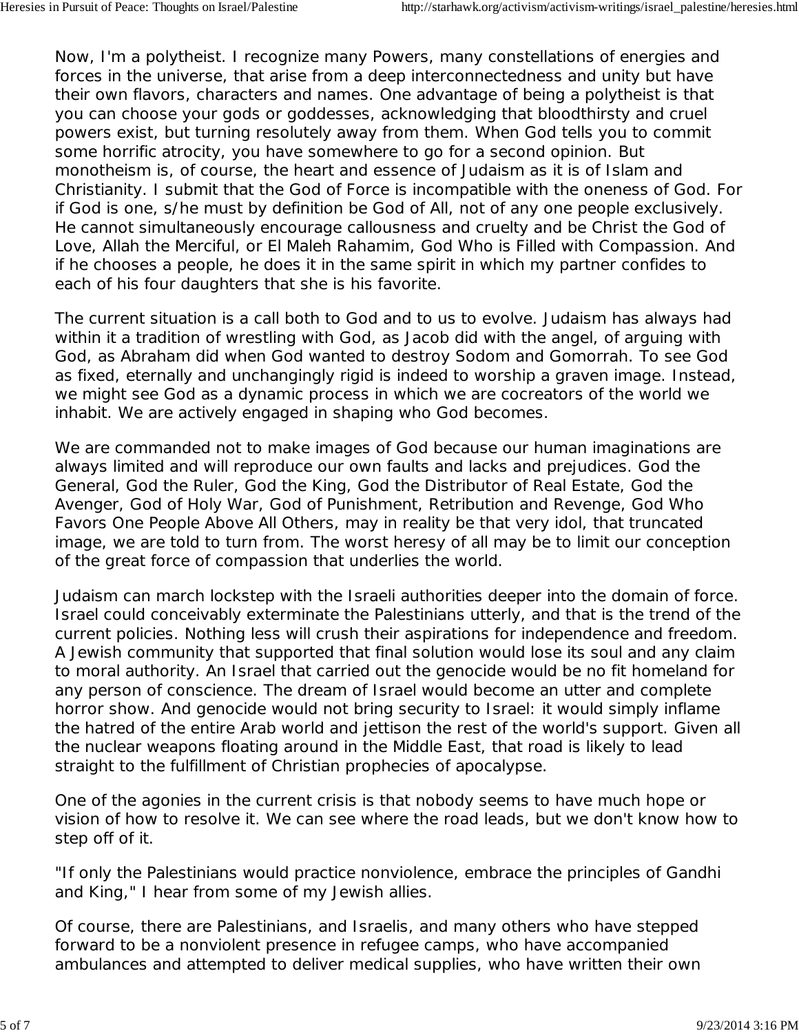Now, I'm a polytheist. I recognize many Powers, many constellations of energies and forces in the universe, that arise from a deep interconnectedness and unity but have their own flavors, characters and names. One advantage of being a polytheist is that you can choose your gods or goddesses, acknowledging that bloodthirsty and cruel powers exist, but turning resolutely away from them. When God tells you to commit some horrific atrocity, you have somewhere to go for a second opinion. But monotheism is, of course, the heart and essence of Judaism as it is of Islam and Christianity. I submit that the God of Force is incompatible with the oneness of God. For if God is one, s/he must by definition be God of All, not of any one people exclusively. He cannot simultaneously encourage callousness and cruelty and be Christ the God of Love, Allah the Merciful, or El Maleh Rahamim, God Who is Filled with Compassion. And if he chooses a people, he does it in the same spirit in which my partner confides to each of his four daughters that she is his favorite.

The current situation is a call both to God and to us to evolve. Judaism has always had within it a tradition of wrestling with God, as Jacob did with the angel, of arguing with God, as Abraham did when God wanted to destroy Sodom and Gomorrah. To see God as fixed, eternally and unchangingly rigid is indeed to worship a graven image. Instead, we might see God as a dynamic process in which we are cocreators of the world we inhabit. We are actively engaged in shaping who God becomes.

We are commanded not to make images of God because our human imaginations are always limited and will reproduce our own faults and lacks and prejudices. God the General, God the Ruler, God the King, God the Distributor of Real Estate, God the Avenger, God of Holy War, God of Punishment, Retribution and Revenge, God Who Favors One People Above All Others, may in reality be that very idol, that truncated image, we are told to turn from. The worst heresy of all may be to limit our conception of the great force of compassion that underlies the world.

Judaism can march lockstep with the Israeli authorities deeper into the domain of force. Israel could conceivably exterminate the Palestinians utterly, and that is the trend of the current policies. Nothing less will crush their aspirations for independence and freedom. A Jewish community that supported that final solution would lose its soul and any claim to moral authority. An Israel that carried out the genocide would be no fit homeland for any person of conscience. The dream of Israel would become an utter and complete horror show. And genocide would not bring security to Israel: it would simply inflame the hatred of the entire Arab world and jettison the rest of the world's support. Given all the nuclear weapons floating around in the Middle East, that road is likely to lead straight to the fulfillment of Christian prophecies of apocalypse.

One of the agonies in the current crisis is that nobody seems to have much hope or vision of how to resolve it. We can see where the road leads, but we don't know how to step off of it.

"If only the Palestinians would practice nonviolence, embrace the principles of Gandhi and King," I hear from some of my Jewish allies.

Of course, there are Palestinians, and Israelis, and many others who have stepped forward to be a nonviolent presence in refugee camps, who have accompanied ambulances and attempted to deliver medical supplies, who have written their own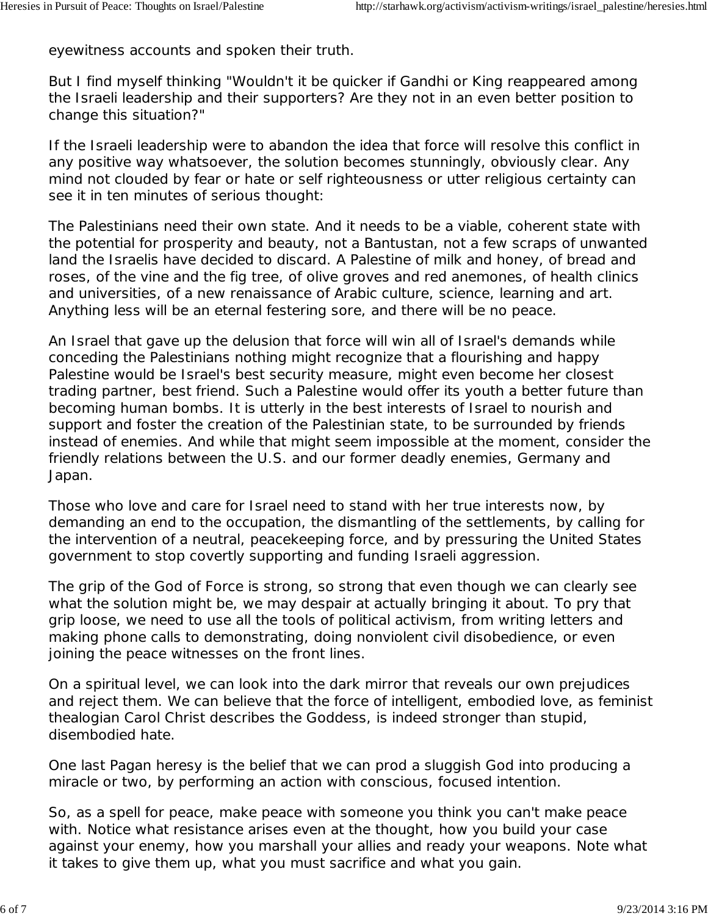eyewitness accounts and spoken their truth.

But I find myself thinking "Wouldn't it be quicker if Gandhi or King reappeared among the Israeli leadership and their supporters? Are they not in an even better position to change this situation?"

If the Israeli leadership were to abandon the idea that force will resolve this conflict in any positive way whatsoever, the solution becomes stunningly, obviously clear. Any mind not clouded by fear or hate or self righteousness or utter religious certainty can see it in ten minutes of serious thought:

The Palestinians need their own state. And it needs to be a viable, coherent state with the potential for prosperity and beauty, not a Bantustan, not a few scraps of unwanted land the Israelis have decided to discard. A Palestine of milk and honey, of bread and roses, of the vine and the fig tree, of olive groves and red anemones, of health clinics and universities, of a new renaissance of Arabic culture, science, learning and art. Anything less will be an eternal festering sore, and there will be no peace.

An Israel that gave up the delusion that force will win all of Israel's demands while conceding the Palestinians nothing might recognize that a flourishing and happy Palestine would be Israel's best security measure, might even become her closest trading partner, best friend. Such a Palestine would offer its youth a better future than becoming human bombs. It is utterly in the best interests of Israel to nourish and support and foster the creation of the Palestinian state, to be surrounded by friends instead of enemies. And while that might seem impossible at the moment, consider the friendly relations between the U.S. and our former deadly enemies, Germany and Japan.

Those who love and care for Israel need to stand with her true interests now, by demanding an end to the occupation, the dismantling of the settlements, by calling for the intervention of a neutral, peacekeeping force, and by pressuring the United States government to stop covertly supporting and funding Israeli aggression.

The grip of the God of Force is strong, so strong that even though we can clearly see what the solution might be, we may despair at actually bringing it about. To pry that grip loose, we need to use all the tools of political activism, from writing letters and making phone calls to demonstrating, doing nonviolent civil disobedience, or even joining the peace witnesses on the front lines.

On a spiritual level, we can look into the dark mirror that reveals our own prejudices and reject them. We can believe that the force of intelligent, embodied love, as feminist thealogian Carol Christ describes the Goddess, is indeed stronger than stupid, disembodied hate.

One last Pagan heresy is the belief that we can prod a sluggish God into producing a miracle or two, by performing an action with conscious, focused intention.

So, as a spell for peace, make peace with someone you think you can't make peace with. Notice what resistance arises even at the thought, how you build your case against your enemy, how you marshall your allies and ready your weapons. Note what it takes to give them up, what you must sacrifice and what you gain.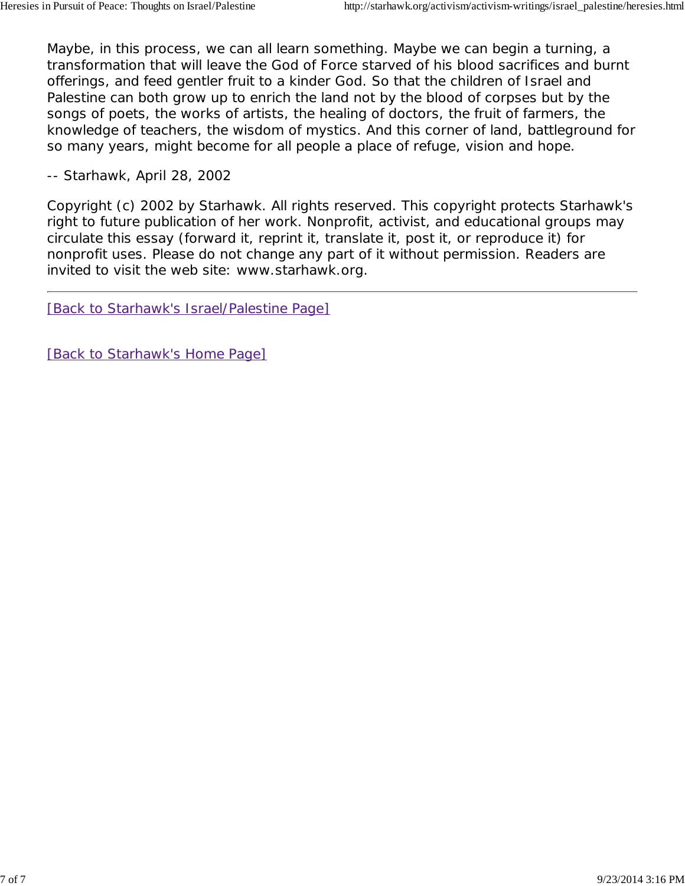Maybe, in this process, we can all learn something. Maybe we can begin a turning, a transformation that will leave the God of Force starved of his blood sacrifices and burnt offerings, and feed gentler fruit to a kinder God. So that the children of Israel and Palestine can both grow up to enrich the land not by the blood of corpses but by the songs of poets, the works of artists, the healing of doctors, the fruit of farmers, the knowledge of teachers, the wisdom of mystics. And this corner of land, battleground for so many years, might become for all people a place of refuge, vision and hope.

-- Starhawk, April 28, 2002

Copyright (c) 2002 by Starhawk. All rights reserved. This copyright protects Starhawk's right to future publication of her work. Nonprofit, activist, and educational groups may circulate this essay (forward it, reprint it, translate it, post it, or reproduce it) for nonprofit uses. Please do not change any part of it without permission. Readers are invited to visit the web site: www.starhawk.org.

---

[Back to Starhawk's Israel/Palestine Page]

[Back to Starhawk's Home Page]